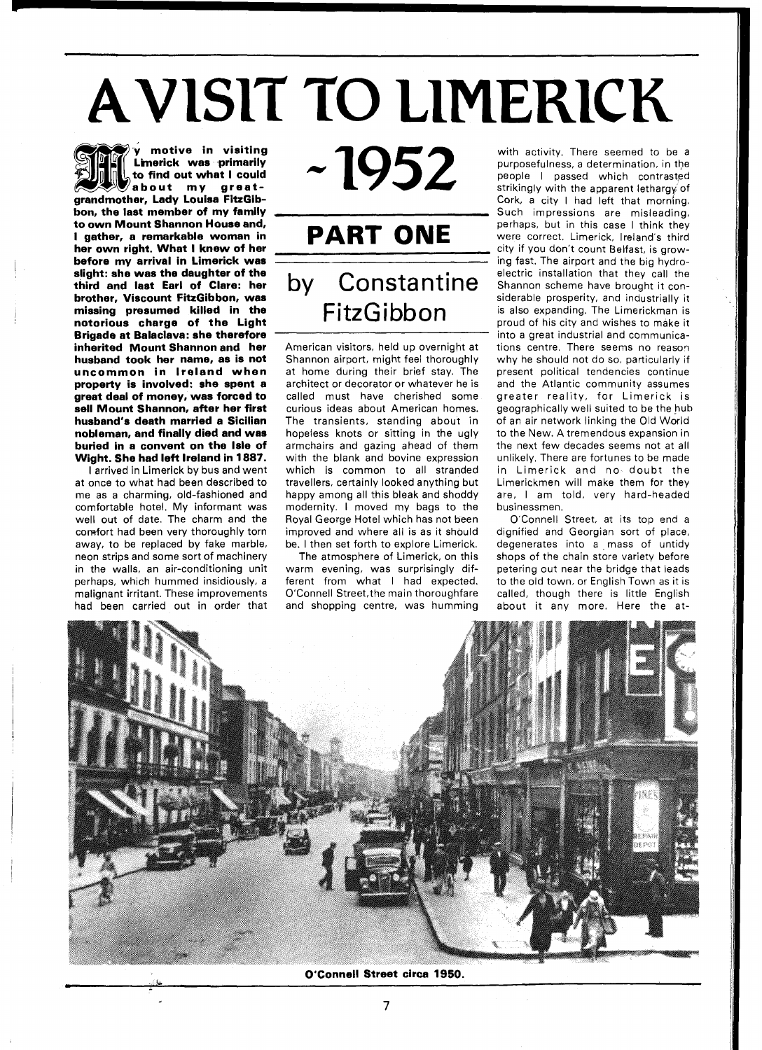# A VISIT TO LIMERICK ~ 1952

## PART ONE

### by Constantine FitzGibbon

**My motive in visiting Limerick was primarily to find out what I could about my great-grandmother, Lady Louisa FitzGibbon, the last member of my family to own Mount Shannon House and, I gather, a remarkable woman in her own right. What I knew of her before my arrival in Limerick was slight: she was the daughter of the third and last Earl of Clare: her brother, Viscount FitzGibbon, was missing presumed killed in the notorious charge of the Light Brigade at Balaclava: she therefore inherited Mount Shannon and her husband took her name, as is not uncommon in Ireland when property is involved: she spent a great deal of money, was forced to sell Mount Shannon, after her first husband's death married a Sicilian nobleman, and finally died and was buried in a convent on the Isle of Wight. She had left Ireland in 1887.**

I arrived in Limerick by bus and went at once to what had been described to me as a charming, old-fashioned and comfortable hotel. My informant was well out of date. The charm and the comfort had been very thoroughly torn away, to be replaced by fake marble, neon strips and some sort of machinery in the walls, an air-conditioning unit perhaps, which hummed insidiously, a malignant irritant. These improvements had been carried out in order that American visitors, held up overnight at Shannon airport, might feel thoroughly at home during their brief stay. The architect or decorator or whatever he is called must have cherished some curious ideas about American homes. The transients, standing about in hopeless knots or sitting in the ugly armchairs and gazing ahead of them with the blank and bovine expression which is common to all stranded travellers, certainly looked anything but happy among all this bleak and shoddy modernity. I moved my bags to the Royal George Hotel which has not been improved and where all is as it should be. I then set forth to explore Limerick.

The atmosphere of Limerick, on this warm evening, was surprisingly different from what I had expected. O'Connell Street, the main thoroughfare and shopping centre, was humming with activity. There seemed to be a purposefulness, a determination, in the people I passed which contrasted strikingly with the apparent lethargy of Cork, a city I had left that morning. Such impressions are misleading, perhaps, but in this case I think they were correct. Limerick, Ireland's third city if you don't count Belfast, is growing fast. The airport and the big hydro-electric installation that they call the Shannon scheme have brought it considerable prosperity, and industrially it is also expanding. The Limerickman is proud of his city and wishes to make it into a great industrial and communications centre. There seems no reason why he should not do so, particularly if present political tendencies continue and the Atlantic community assumes greater reality, for Limerick is geographically well suited to be the hub of an air network linking the Old World to the New. A tremendous expansion in the next few decades seems not at all unlikely. There are fortunes to be made in Limerick and no doubt the Limerickmen will make them for they are, I am told, very hard-headed businessmen.

O'Connell Street, at its top end a dignified and Georgian sort of place, degenerates into a mass of untidy shops of the chain store variety before petering out near the bridge that leads to the old town, or English Town as it is called, though there is little English about it any more. Here the at-

**O'Connell Street circa 1950.**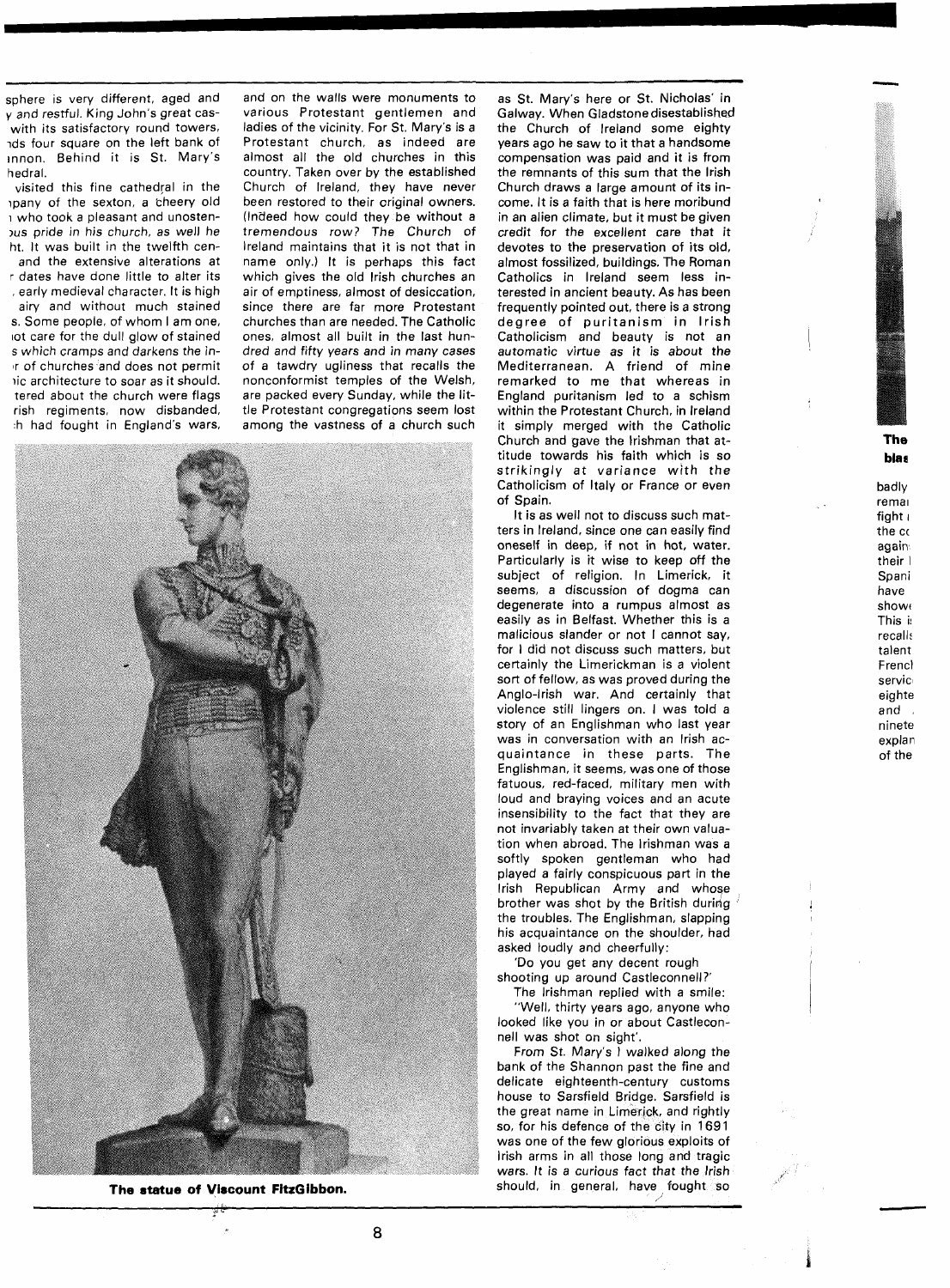sphere is very different, aged and y and restful. King John's great cas- with its satisfactory round towers, nds four square on the left bank of nnon. Behind it is St. Mary's hedral.

visited this fine cathedral in the npany of the sexton, a cheery old n who took a pleasant and unosten- ous pride in his church, as well he ht. It was built in the twelfth cen- and the extensive alterations at r dates have done little to alter its early medieval character. It is high airy and without much stained s. Some people, of whom I am one, not care for the dull glow of stained s which cramps and darkens the in- r of churches and does not permit ic architecture to soar as it should. tered about the church were flags rish regiments, now disbanded, h had fought in England's wars, and on the walls were monuments to various Protestant gentlemen and ladies of the vicinity. For St. Mary's is a Protestant church, as indeed are almost all the old churches in this country. Taken over by the established Church of Ireland, they have never been restored to their original owners. (Indeed how could they be without a tremendous row? The Church of Ireland maintains that it is not that in name only.) It is perhaps this fact which gives the old Irish churches an air of emptiness, almost of desiccation, since there are far more Protestant churches than are needed. The Catholic ones, almost all built in the last hundred and fifty years and in many cases of a tawdry ugliness that recalls the nonconformist temples of the Welsh, are packed every Sunday, while the little Protestant congregations seem lost among the vastness of a church such as St. Mary's here or St. Nicholas' in Galway. When Gladstone disestablished the Church of Ireland some eighty years ago he saw to it that a handsome compensation was paid and it is from the remnants of this sum that the Irish Church draws a large amount of its income. It is a faith that is here moribund in an alien climate, but it must be given credit for the excellent care that it devotes to the preservation of its old, almost fossilized, buildings. The Roman Catholics in Ireland seem less interested in ancient beauty. As has been frequently pointed out, there is a strong degree of puritanism in Irish Catholicism and beauty is not an automatic virtue as it is about the Mediterranean. A friend of mine remarked to me that whereas in England puritanism led to a schism within the Protestant Church, in Ireland it simply merged with the Catholic Church and gave the Irishman that attitude towards his faith which is so strikingly at variance with the Catholicism of Italy or France or even of Spain.

It is as well not to discuss such matters in Ireland, since one can easily find oneself in deep, if not in hot, water. Particularly is it wise to keep off the subject of religion. In Limerick, it seems, a discussion of dogma can degenerate into a rumpus almost as easily as in Belfast. Whether this is a malicious slander or not I cannot say, for I did not discuss such matters, but certainly the Limerickman is a violent sort of fellow, as was proved during the Anglo-Irish war. And certainly that violence still lingers on. I was told a story of an Englishman who last year was in conversation with an Irish acquaintance in these parts. The Englishman, it seems, was one of those fatuous, red-faced, military men with loud and braying voices and an acute insensibility to the fact that they are not invariably taken at their own valuation when abroad. The Irishman was a softly spoken gentleman who had played a fairly conspicuous part in the Irish Republican Army and whose brother was shot by the British during the troubles. The Englishman, slapping his acquaintance on the shoulder, had asked loudly and cheerfully:

'Do you get any decent rough shooting up around Castleconnell?'

The Irishman replied with a smile:

"Well, thirty years ago, anyone who looked like you in or about Castleconnell was shot on sight'.

From St. Mary's I walked along the bank of the Shannon past the fine and delicate eighteenth-century customs house to Sarsfield Bridge. Sarsfield is the great name in Limerick, and rightly so, for his defence of the city in 1691 was one of the few glorious exploits of Irish arms in all those long and tragic wars. It is a curious fact that the Irish should, in general, have fought so

**The statue of Viscount FitzGibbon.**

**The blas**

badly remai fight the co again their Spani have show This i recall talent French servic eighte and ninete explan of the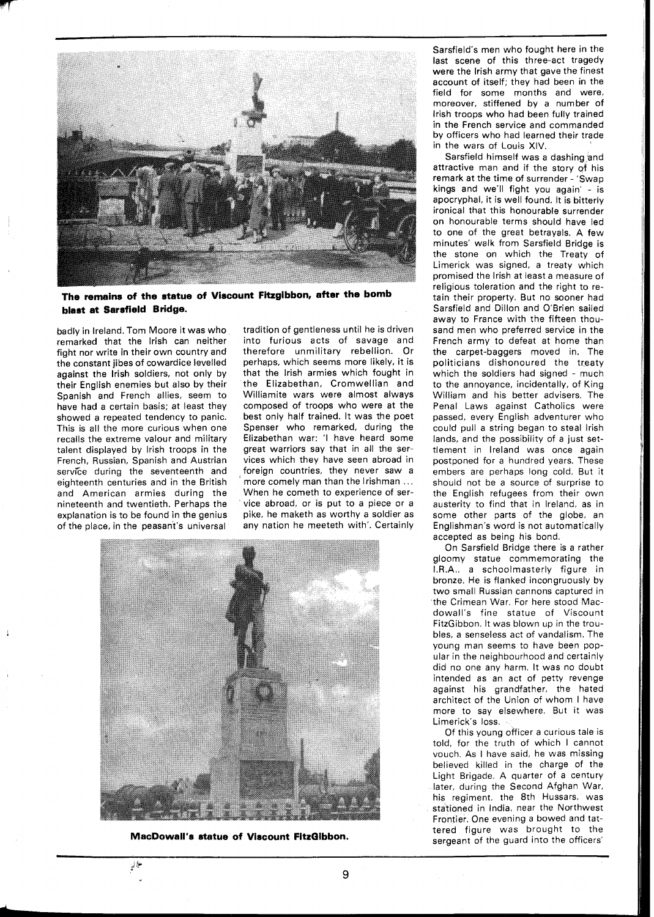**The remains of the statue of Viscount Fitzgibbon, after the bomb blast at Sarsfield Bridge.**

badly in Ireland. Tom Moore it was who remarked that the Irish can neither fight nor write in their own country and the constant jibes of cowardice levelled against the Irish soldiers, not only by their English enemies but also by their Spanish and French allies, seem to have had a certain basis; at least they showed a repeated tendency to panic. This is all the more curious when one recalls the extreme valour and military talent displayed by Irish troops in the French, Russian, Spanish and Austrian service during the seventeenth and eighteenth centuries and in the British and American armies during the nineteenth and twentieth. Perhaps the explanation is to be found in the genius of the place, in the peasant's universal tradition of gentleness until he is driven into furious acts of savage and therefore unmilitary rebellion. Or perhaps, which seems more likely, it is that the Irish armies which fought in the Elizabethan, Cromwellian and Williamite wars were almost always composed of troops who were at the best only half trained. It was the poet Spenser who remarked, during the Elizabethan war: 'I have heard some great warriors say that in all the services which they have seen abroad in foreign countries, they never saw a more comely man than the Irishman ... When he cometh to experience of service abroad, or is put to a piece or a pike, he maketh as worthy a soldier as any nation he meeteth with'. Certainly

**MacDowall's statue of Viscount FitzGibbon.**

Sarsfield's men who fought here in the last scene of this three-act tragedy were the Irish army that gave the finest account of itself; they had been in the field for some months and were, moreover, stiffened by a number of Irish troops who had been fully trained in the French service and commanded by officers who had learned their trade in the wars of Louis XIV.

Sarsfield himself was a dashing and attractive man and if the story of his remark at the time of surrender - 'Swap kings and we'll fight you again' - is apocryphal, it is well found. It is bitterly ironical that this honourable surrender on honourable terms should have led to one of the great betrayals. A few minutes' walk from Sarsfield Bridge is the stone on which the Treaty of Limerick was signed, a treaty which promised the Irish at least a measure of religious toleration and the right to retain their property. But no sooner had Sarsfield and Dillon and O'Brien sailed away to France with the fifteen thousand men who preferred service in the French army to defeat at home than the carpet-baggers moved in. The politicians dishonoured the treaty which the soldiers had signed - much to the annoyance, incidentally, of King William and his better advisers. The Penal Laws against Catholics were passed, every English adventurer who could pull a string began to steal Irish lands, and the possibility of a just settlement in Ireland was once again postponed for a hundred years. These embers are perhaps long cold. But it should not be a source of surprise to the English refugees from their own austerity to find that in Ireland, as in some other parts of the globe, an Englishman's word is not automatically accepted as being his bond.

On Sarsfield Bridge there is a rather gloomy statue commemorating the I.R.A., a schoolmasterly figure in bronze. He is flanked incongruously by two small Russian cannons captured in the Crimean War. For here stood Macdowall's fine statue of Viscount FitzGibbon. It was blown up in the troubles, a senseless act of vandalism. The young man seems to have been popular in the neighbourhood and certainly did no one any harm. It was no doubt intended as an act of petty revenge against his grandfather, the hated architect of the Union of whom I have more to say elsewhere. But it was Limerick's loss.

Of this young officer a curious tale is told, for the truth of which I cannot vouch. As I have said, he was missing believed killed in the charge of the Light Brigade. A quarter of a century later, during the Second Afghan War, his regiment, the 8th Hussars, was stationed in India, near the Northwest Frontier. One evening a bowed and tattered figure was brought to the sergeant of the guard into the officers'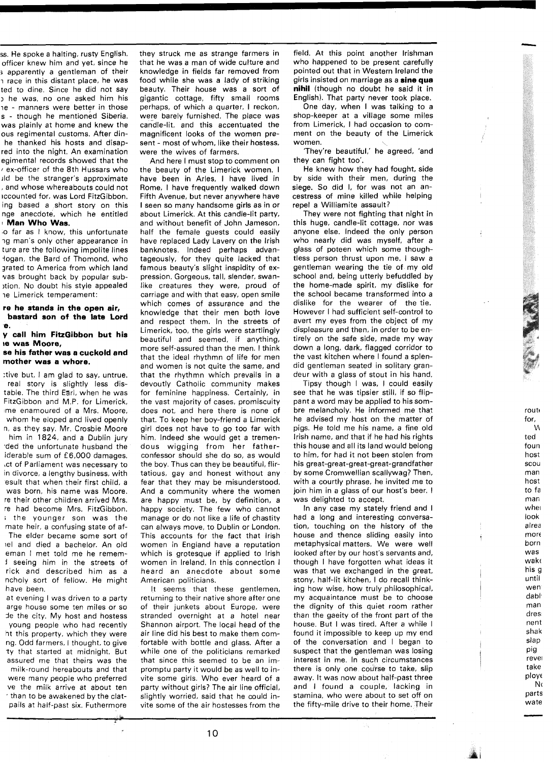ss. He spoke a halting, rusty English. officer knew him and yet, since he ; apparently a gentleman of their ı race in this distant place, he was ted to dine. Since he did not say ɔ he was, no one asked him his ıe - manners were better in those s - though he mentioned Siberia. was plainly at home and knew the ous regimental customs. After din- he thanked his hosts and disap- red into the night. An examination egimental records showed that the ' ex-officer of the 8th Hussars who ıld be the stranger's approximate , and whose whereabouts could not ıccounted for, was Lord FitzGibbon. ing based a short story on this nge anecdote, which he entitled ı **Man Who Was.**

ɔ far as I know, this unfortunate ng man's only other appearance in ture are the following impolite lines Hogan, the Bard of Thomond, who grated to America from which land vas brought back by popular sub- ɔtion. No doubt his style appealed ıe Limerick temperament:

**re he stands in the open air,**
**bastard son of the late Lord**
**e.**
**y call him FitzGibbon but his**
**ıe was Moore,**
**se his father was a cuckold and**
**mother was a whore.**

:tive but, I am glad to say, untrue. real story is slightly less dis- table. The third Earl, when he was FitzGibbon and M.P. for Limerick, ıme enamoured of a Mrs. Moore, whom he eloped and lived openly n, as they say. Mr. Crosbie Moore him in 1824, and a Dublin jury ·ded the unfortunate husband the iderable sum of £6,000 damages. ıct of Parliament was necessary to in divorce, a lengthy business, with esult that when their first child, a was born, his name was Moore. re their other children arrived Mrs. re had become Mrs. FitzGibbon. ; the younger son was the mate heir, a confusing state of af- The elder became some sort of ıel and died a bachelor. An old eman I met told me he remem- ɪ seeing him in the streets of rick and described him as a ncholy sort of fellow. He might have been.

at evening I was driven to a party arge house some ten miles or so de the city. My host and hostess young people who had recently ht this property, which they were ng. Odd farmers, I thought, to give ty that started at midnight. But assured me that theirs was the milk-round hereabouts and that were many people who preferred ve the milk arrive at about ten ' than to be awakened by the clat- pails at half-past six. Futhermore they struck me as strange farmers in that he was a man of wide culture and knowledge in fields far removed from food while she was a lady of striking beauty. Their house was a sort of gigantic cottage, fifty small rooms perhaps, of which a quarter, I reckon, were barely furnished. The place was candle-lit, and this accentuated the magnificent looks of the women pre- sent - most of whom, like their hostess, were the wives of farmers.

And here I must stop to comment on the beauty of the Limerick women. I have been in Arles, I have lived in Rome, I have frequently walked down Fifth Avenue, but never anywhere have I seen so many handsome girls as in or about Limerick. At this candle-lit party, and without benefit of John Jameson, half the female guests could easily have replaced Lady Lavery on the Irish banknotes. Indeed perhaps advan- tageously, for they quite lacked that famous beauty's slight inspidity of ex- pression. Gorgeous, tall, slender, swan- like creatures they were, proud of carriage and with that easy, open smile which comes of assurance and the knowledge that their men both love and respect them. In the streets of Limerick, too, the girls were startlingly beautiful and seemed, if anything, more self-assured than the men. I think that the ideal rhythmn of life for men and women is not quite the same, and that the rhythmn which prevails in a devoutly Catholic community makes for feminine happiness. Certainly, in the vast majority of cases, promiscuity does not, and here there is none of that. To keep her boy-friend a Limerick girl does not have to go too far with him. Indeed she would get a tremen- dous wigging from her father- confessor should she do so, as would the boy. Thus can they be beautiful, flir- tatious, gay and honest without any fear that they may be misunderstood. And a community where the women are happy must be, by definition, a happy society. The few who cannot manage or do not like a life of chastity can always move, to Dublin or London. This accounts for the fact that Irish women in England have a reputation which is grotesque if applied to Irish women in Ireland. In this connection I heard an anecdote about some American politicians.

It seems that these gentlemen, returning to their native shore after one of their junkets about Europe, were stranded overnight at a hotel near Shannon airport. The local head of the air line did his best to make them com- fortable with bottle and glass. After a while one of the politicians remarked that since this seemed to be an im- promptu party it would be as well to in- vite some girls. Who ever heard of a party without girls? The air line official, slightly worried, said that he could in- vite some of the air hostesses from the field. At this point another Irishman who happened to be present carefully pointed out that in Western Ireland the girls insisted on marriage as a **sine qua nihil** (though no doubt he said it in English). That party never took place.

One day, when I was talking to a shop-keeper at a village some miles from Limerick, I had occasion to com- ment on the beauty of the Limerick women.

'They're beautiful,' he agreed, 'and they can fight too'.

He knew how they had fought, side by side with their men, during the siege. So did I, for was not an an- cestress of mine killed while helping repel a Williamite assault?

They were not fighting that night in this huge, candle-lit cottage, nor was anyone else. Indeed the only person who nearly did was myself, after a glass of poteen which some though- tless person thrust upon me. I saw a gentleman wearing the tie of my old school and, being utterly befuddled by the home-made spirit, my dislike for the school became transformed into a dislike for the wearer of the tie. However I had sufficient self-control to avert my eyes from the object of my displeasure and then, in order to be en- tirely on the safe side, made my way down a long, dark, flagged corridor to the vast kitchen where I found a splen- did gentleman seated in solitary gran- deur with a glass of stout in his hand.

Tipsy though I was, I could easily see that he was tipsier still, if so flip- pant a word may be applied to his som- bre melancholy. He informed me that he advised my host on the matter of pigs. He told me his name, a fine old Irish name, and that if he had his rights this house and all its land would belong to him, for had it not been stolen from his great-great-great-great-grandfather by some Cromwellian scallywag? Then, with a courtly phrase, he invited me to join him in a glass of our host's beer. I was delighted to accept.

In any case my stately friend and I had a long and interesting conversa- tion, touching on the history of the house and thence sliding easily into metaphysical matters. We were well looked after by our host's servants and, though I have forgotten what ideas it was that we exchanged in the great, stony, half-lit kitchen, I do recall think- ing how wise, how truly philosophical, my acquaintance must be to choose the dignity of this quiet room rather than the gaeity of the front part of the house. But I was tired. After a while I found it impossible to keep up my end of the conversation and I began to suspect that the gentleman was losing interest in me. In such circumstances there is only one course to take, slip away. It was now about half-past three and I found a couple, lacking in stamina, who were about to set off on the fifty-mile drive to their home. Their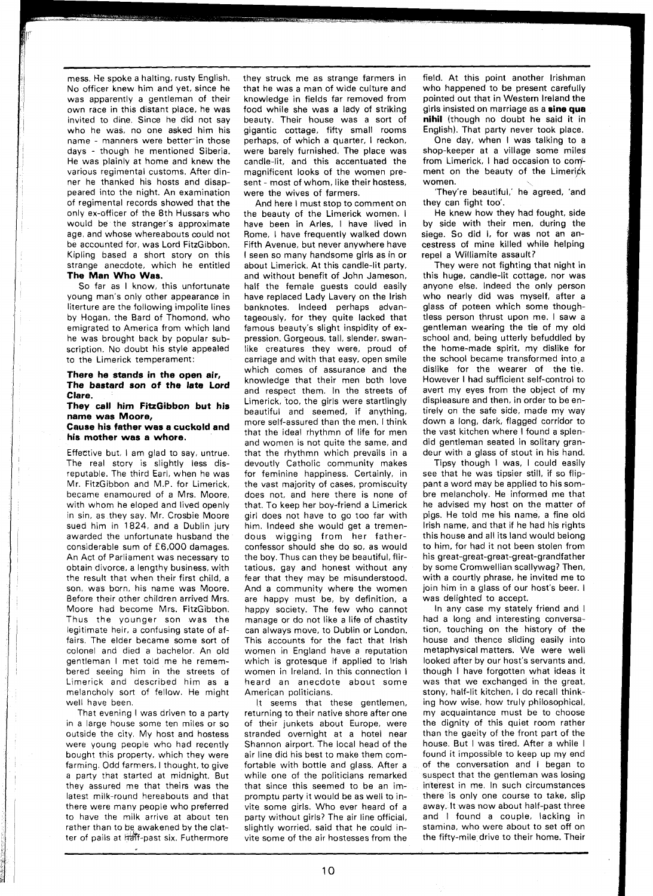mess. He spoke a halting, rusty English. No officer knew him and yet, since he was apparently a gentleman of their own race in this distant place, he was invited to dine. Since he did not say who he was, no one asked him his name - manners were better in those days - though he mentioned Siberia. He was plainly at home and knew the various regimental customs. After dinner he thanked his hosts and disappeared into the night. An examination of regimental records showed that the only ex-officer of the 8th Hussars who would be the stranger's approximate age, and whose whereabouts could not be accounted for, was Lord FitzGibbon. Kipling based a short story on this strange anecdote, which he entitled **The Man Who Was.**

So far as I know, this unfortunate young man's only other appearance in literture are the following impolite lines by Hogan, the Bard of Thomond, who emigrated to America from which land he was brought back by popular subscription. No doubt his style appealed to the Limerick temperament:

**There he stands in the open air,**
**The bastard son of the late Lord Clare.**
**They call him FitzGibbon but his name was Moore,**
**Cause his father was a cuckold and his mother was a whore.**

Effective but, I am glad to say, untrue. The real story is slightly less disreputable. The third Earl, when he was Mr. FitzGibbon and M.P. for Limerick, became enamoured of a Mrs. Moore, with whom he eloped and lived openly in sin, as they say. Mr. Crosbie Moore sued him in 1824, and a Dublin jury awarded the unfortunate husband the considerable sum of £6,000 damages. An Act of Parliament was necessary to obtain divorce, a lengthy business, with the result that when their first child, a son, was born, his name was Moore. Before their other children arrived Mrs. Moore had become Mrs. FitzGibbon. Thus the younger son was the legitimate heir, a confusing state of affairs. The elder became some sort of colonel and died a bachelor. An old gentleman I met told me he remembered seeing him in the streets of Limerick and described him as a melancholy sort of fellow. He might well have been.

That evening I was driven to a party in a large house some ten miles or so outside the city. My host and hostess were young people who had recently bought this property, which they were farming. Odd farmers, I thought, to give a party that started at midnight. But they assured me that theirs was the latest milk-round hereabouts and that there were many people who preferred to have the milk arrive at about ten rather than to be awakened by the clatter of pails at half-past six. Futhermore they struck me as strange farmers in that he was a man of wide culture and knowledge in fields far removed from food while she was a lady of striking beauty. Their house was a sort of gigantic cottage, fifty small rooms perhaps, of which a quarter, I reckon, were barely furnished. The place was candle-lit, and this accentuated the magnificent looks of the women present - most of whom, like their hostess, were the wives of farmers.

And here I must stop to comment on the beauty of the Limerick women. I have been in Arles, I have lived in Rome, I have frequently walked down Fifth Avenue, but never anywhere have I seen so many handsome girls as in or about Limerick. At this candle-lit party, and without benefit of John Jameson, half the female guests could easily have replaced Lady Lavery on the Irish banknotes. Indeed perhaps advantageously, for they quite lacked that famous beauty's slight inspidity of expression. Gorgeous, tall, slender, swan-like creatures they were, proud of carriage and with that easy, open smile which comes of assurance and the knowledge that their men both love and respect them. In the streets of Limerick, too, the girls were startlingly beautiful and seemed, if anything, more self-assured than the men. I think that the ideal rhythmn of life for men and women is not quite the same, and that the rhythmn which prevails in a devoutly Catholic community makes for feminine happiness. Certainly, in the vast majority of cases, promiscuity does not, and here there is none of that. To keep her boy-friend a Limerick girl does not have to go too far with him. Indeed she would get a tremendous wigging from her father-confessor should she do so, as would the boy. Thus can they be beautiful, flirtatious, gay and honest without any fear that they may be misunderstood. And a community where the women are happy must be, by definition, a happy society. The few who cannot manage or do not like a life of chastity can always move, to Dublin or London. This accounts for the fact that Irish women in England have a reputation which is grotesque if applied to Irish women in Ireland. In this connection I heard an anecdote about some American politicians.

It seems that these gentlemen, returning to their native shore after one of their junkets about Europe, were stranded overnight at a hotel near Shannon airport. The local head of the air line did his best to make them comfortable with bottle and glass. After a while one of the politicians remarked that since this seemed to be an impromptu party it would be as well to invite some girls. Who ever heard of a party without girls? The air line official, slightly worried, said that he could invite some of the air hostesses from the field. At this point another Irishman who happened to be present carefully pointed out that in Western Ireland the girls insisted on marriage as a **sine qua nihil** (though no doubt he said it in English). That party never took place.

One day, when I was talking to a shop-keeper at a village some miles from Limerick, I had occasion to comment on the beauty of the Limerick women.

'They're beautiful,' he agreed, 'and they can fight too'.

He knew how they had fought, side by side with their men, during the siege. So did I, for was not an ancestress of mine killed while helping repel a Williamite assault?

They were not fighting that night in this huge, candle-lit cottage, nor was anyone else. Indeed the only person who nearly did was myself, after a glass of poteen which some thoughtless person thrust upon me. I saw a gentleman wearing the tie of my old school and, being utterly befuddled by the home-made spirit, my dislike for the school became transformed into a dislike for the wearer of the tie. However I had sufficient self-control to avert my eyes from the object of my displeasure and then, in order to be entirely on the safe side, made my way down a long, dark, flagged corridor to the vast kitchen where I found a splendid gentleman seated in solitary grandeur with a glass of stout in his hand.

Tipsy though I was, I could easily see that he was tipsier still, if so flippant a word may be applied to his sombre melancholy. He informed me that he advised my host on the matter of pigs. He told me his name, a fine old Irish name, and that if he had his rights this house and all its land would belong to him, for had it not been stolen from his great-great-great-great-grandfather by some Cromwellian scallywag? Then, with a courtly phrase, he invited me to join him in a glass of our host's beer. I was delighted to accept.

In any case my stately friend and I had a long and interesting conversation, touching on the history of the house and thence sliding easily into metaphysical matters. We were well looked after by our host's servants and, though I have forgotten what ideas it was that we exchanged in the great, stony, half-lit kitchen, I do recall thinking how wise, how truly philosophical, my acquaintance must be to choose the dignity of this quiet room rather than the gaeity of the front part of the house. But I was tired. After a while I found it impossible to keep up my end of the conversation and I began to suspect that the gentleman was losing interest in me. In such circumstances there is only one course to take, slip away. It was now about half-past three and I found a couple, lacking in stamina, who were about to set off on the fifty-mile drive to their home. Their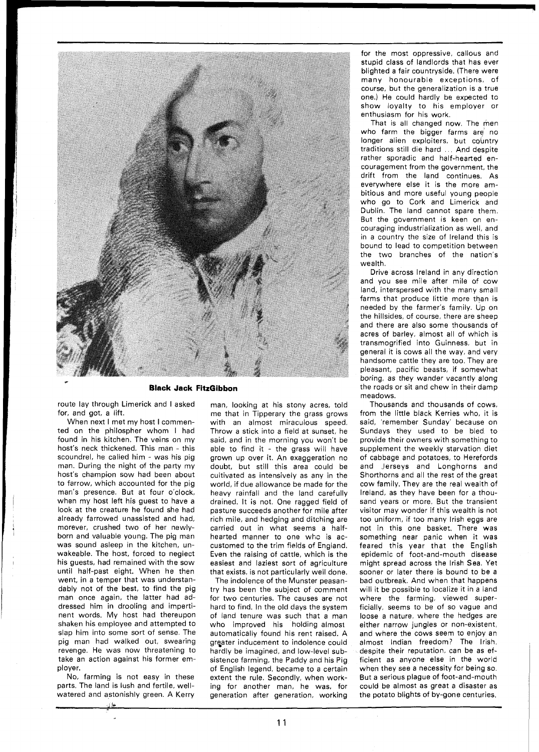**Black Jack FitzGibbon**

route lay through Limerick and I asked for, and got, a lift.

When next I met my host I commented on the philospher whom I had found in his kitchen. The veins on my host's neck thickened. This man - this scoundrel, he called him - was his pig man. During the night of the party my host's champion sow had been about to farrow, which accounted for the pig man's presence. But at four o'clock, when my host left his guest to have a look at the creature he found she had already farrowed unassisted and had, morever, crushed two of her newly-born and valuable young. The pig man was sound asleep in the kitchen, unwakeable. The host, forced to neglect his guests, had remained with the sow until half-past eight. When he then went, in a temper that was understandably not of the best, to find the pig man once again, the latter had addressed him in drooling and impertinent words. My host had thereupon shaken his employee and attempted to slap him into some sort of sense. The pig man had walked out, swearing revenge. He was now threatening to take an action against his former employer.

No, farming is not easy in these parts. The land is lush and fertile, well-watered and astonishly green. A Kerry man, looking at his stony acres, told me that in Tipperary the grass grows with an almost miraculous speed. Throw a stick into a field at sunset, he said, and in the morning you won't be able to find it - the grass will have grown up over it. An exaggeration no doubt, but still this area could be cultivated as intensively as any in the world, if due allowance be made for the heavy rainfall and the land carefully drained. It is not. One ragged field of pasture succeeds another for mile after rich mile, and hedging and ditching are carried out in what seems a half-hearted manner to one who is accustomed to the trim fields of England. Even the raising of cattle, which is the easiest and laziest sort of agriculture that exists, is not particularly well done.

The indolence of the Munster peasantry has been the subject of comment for two centuries. The causes are not hard to find. In the old days the system of land tenure was such that a man who improved his holding almost automatically found his rent raised. A greater inducement to indolence could hardly be imagined, and low-level subsistence farming, the Paddy and his Pig of English legend, became to a certain extent the rule. Secondly, when working for another man, he was, for generation after generation, working for the most oppressive, callous and stupid class of landlords that has ever blighted a fair countryside. (There were many honourable exceptions, of course, but the generalization is a true one.) He could hardly be expected to show loyalty to his employer or enthusiasm for his work.

That is all changed now. The men who farm the bigger farms are no longer alien exploiters, but country traditions still die hard ... And despite rather sporadic and half-hearted encouragement from the government, the drift from the land continues. As everywhere else it is the more ambitious and more useful young people who go to Cork and Limerick and Dublin. The land cannot spare them. But the government is keen on encouraging industrialization as well, and in a country the size of Ireland this is bound to lead to competition between the two branches of the nation's wealth.

Drive across Ireland in any direction and you see mile after mile of cow land, interspersed with the many small farms that produce little more than is needed by the farmer's family. Up on the hillsides, of course, there are sheep and there are also some thousands of acres of barley, almost all of which is transmogrified into Guinness, but in general it is cows all the way, and very handsome cattle they are too. They are pleasant, pacific beasts, if somewhat boring, as they wander vacantly along the roads or sit and chew in their damp meadows.

Thousands and thousands of cows, from the little black Kerries who, it is said, 'remember Sunday' because on Sundays they used to be bled to provide their owners with something to supplement the weekly starvation diet of cabbage and potatoes, to Herefords and Jerseys and Longhorns and Shorthorns and all the rest of the great cow family. They are the real wealth of Ireland, as they have been for a thousand years or more. But the transient visitor may wonder if this wealth is not too uniform, if too many Irish eggs are not in this one basket. There was something near panic when it was feared this year that the English epidemic of foot-and-mouth disease might spread across the Irish Sea. Yet sooner or later there is bound to be a bad outbreak. And when that happens will it be possible to localize it in a land where the farming, viewed superficially, seems to be of so vague and loose a nature, where the hedges are either narrow jungles or non-existent, and where the cows seem to enjoy an almost Indian freedom? The Irish, despite their reputation, can be as efficient as anyone else in the world when they see a necessity for being so. But a serious plague of foot-and-mouth could be almost as great a disaster as the potato blights of by-gone centuries.